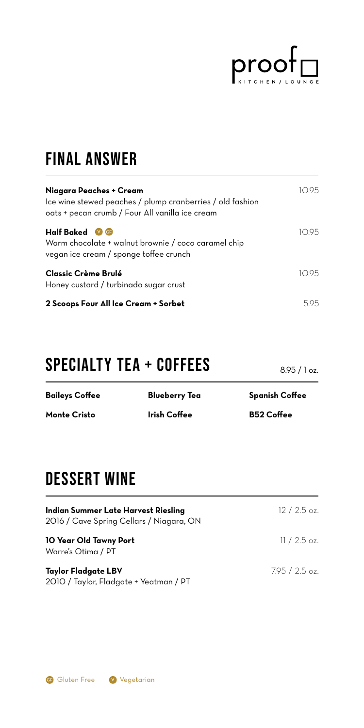proof KITCHEN / LOUNGE

## FINAL ANSWER

**Niagara Peaches + Cream** — 10.95
Ice wine stewed peaches / plump cranberries / old fashion oats + pecan crumb / Four All vanilla ice cream

**Half Baked** (V) (GF) — 10.95
Warm chocolate + walnut brownie / coco caramel chip vegan ice cream / sponge toffee crunch

**Classic Crème Brulé** — 10.95
Honey custard / turbinado sugar crust

**2 Scoops Four All Ice Cream + Sorbet** — 5.95

## SPECIALTY TEA + COFFEES

8.95 / 1 oz.

| | | |
|---|---|---|
| **Baileys Coffee** | **Blueberry Tea** | **Spanish Coffee** |
| **Monte Cristo** | **Irish Coffee** | **B52 Coffee** |

## DESSERT WINE

**Indian Summer Late Harvest Riesling** — 12 / 2.5 oz.
2016 / Cave Spring Cellars / Niagara, ON

**10 Year Old Tawny Port** — 11 / 2.5 oz.
Warre's Otima / PT

**Taylor Fladgate LBV** — 7.95 / 2.5 oz.
2010 / Taylor, Fladgate + Yeatman / PT

(GF) Gluten Free (V) Vegetarian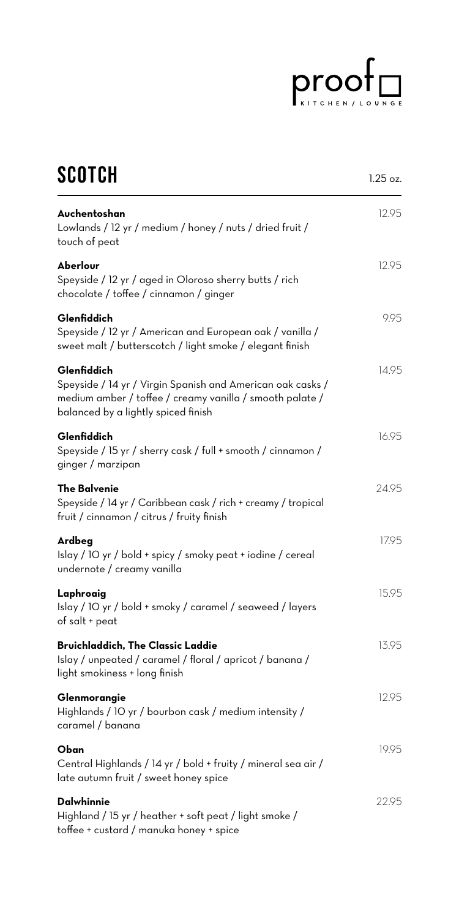proof KITCHEN / LOUNGE

# SCOTCH

1.25 oz.

**Auchentoshan** 12.95
Lowlands / 12 yr / medium / honey / nuts / dried fruit / touch of peat

**Aberlour** 12.95
Speyside / 12 yr / aged in Oloroso sherry butts / rich chocolate / toffee / cinnamon / ginger

**Glenfiddich** 9.95
Speyside / 12 yr / American and European oak / vanilla / sweet malt / butterscotch / light smoke / elegant finish

**Glenfiddich** 14.95
Speyside / 14 yr / Virgin Spanish and American oak casks / medium amber / toffee / creamy vanilla / smooth palate / balanced by a lightly spiced finish

**Glenfiddich** 16.95
Speyside / 15 yr / sherry cask / full + smooth / cinnamon / ginger / marzipan

**The Balvenie** 24.95
Speyside / 14 yr / Caribbean cask / rich + creamy / tropical fruit / cinnamon / citrus / fruity finish

**Ardbeg** 17.95
Islay / 10 yr / bold + spicy / smoky peat + iodine / cereal undernote / creamy vanilla

**Laphroaig** 15.95
Islay / 10 yr / bold + smoky / caramel / seaweed / layers of salt + peat

**Bruichladdich, The Classic Laddie** 13.95
Islay / unpeated / caramel / floral / apricot / banana / light smokiness + long finish

**Glenmorangie** 12.95
Highlands / 10 yr / bourbon cask / medium intensity / caramel / banana

**Oban** 19.95
Central Highlands / 14 yr / bold + fruity / mineral sea air / late autumn fruit / sweet honey spice

**Dalwhinnie** 22.95
Highland / 15 yr / heather + soft peat / light smoke / toffee + custard / manuka honey + spice